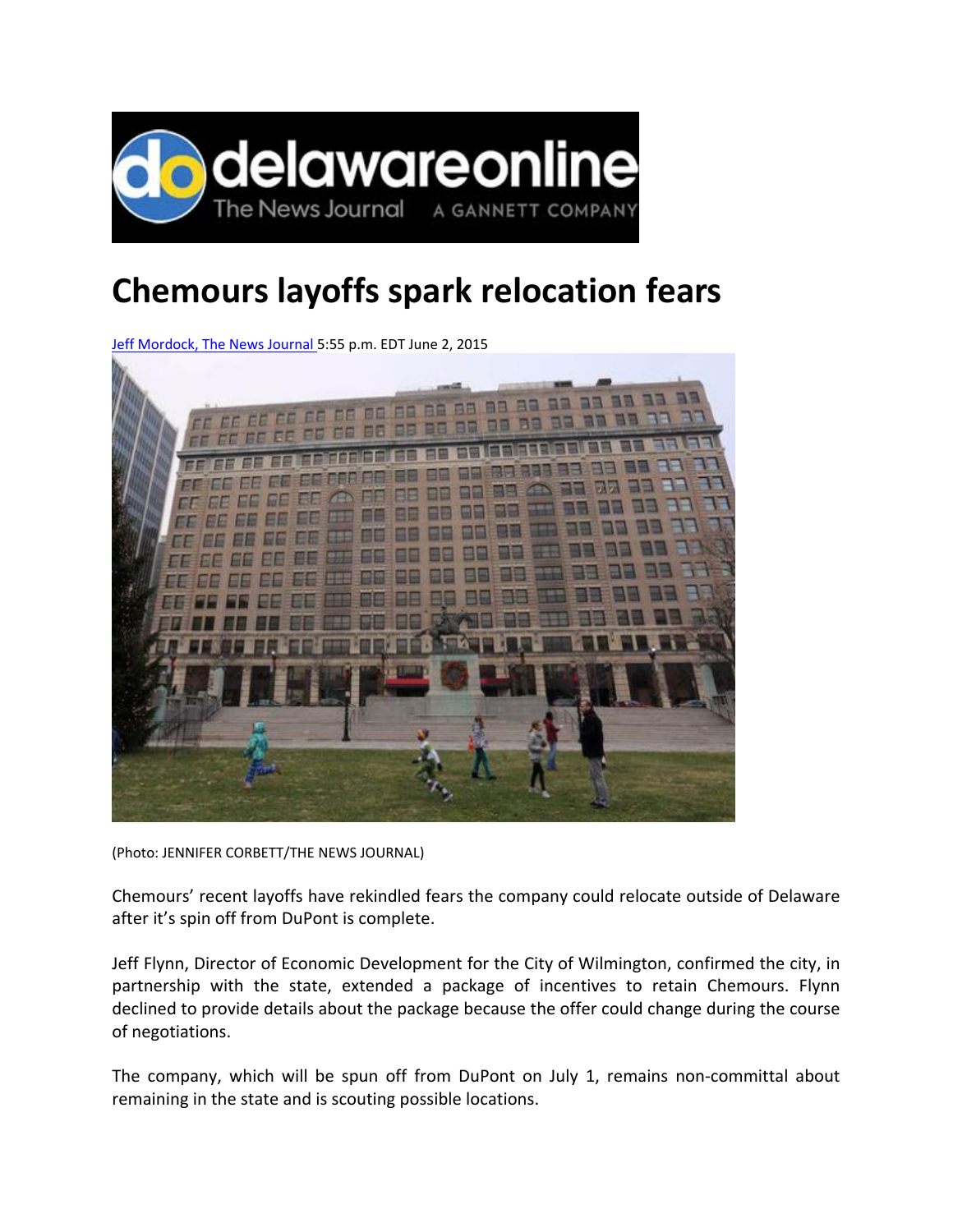# Chemours layoffs spark relocation fears

Jeff Mordock, The News Journal 5:55 p.m. EDT June 2, 2015

(Photo: JENNIFER CORBETT/THE NEWS JOURNAL)

Chemours' recent layoffs have rekindled fears the company could relocate outside of Delaware after it's spin off from DuPont is complete.

Jeff Flynn, Director of Economic Development for the City of Wilmington, confirmed the city, in partnership with the state, extended a package of incentives to retain Chemours. Flynn declined to provide details about the package because the offer could change during the course of negotiations.

The company, which will be spun off from DuPont on July 1, remains non-committal about remaining in the state and is scouting possible locations.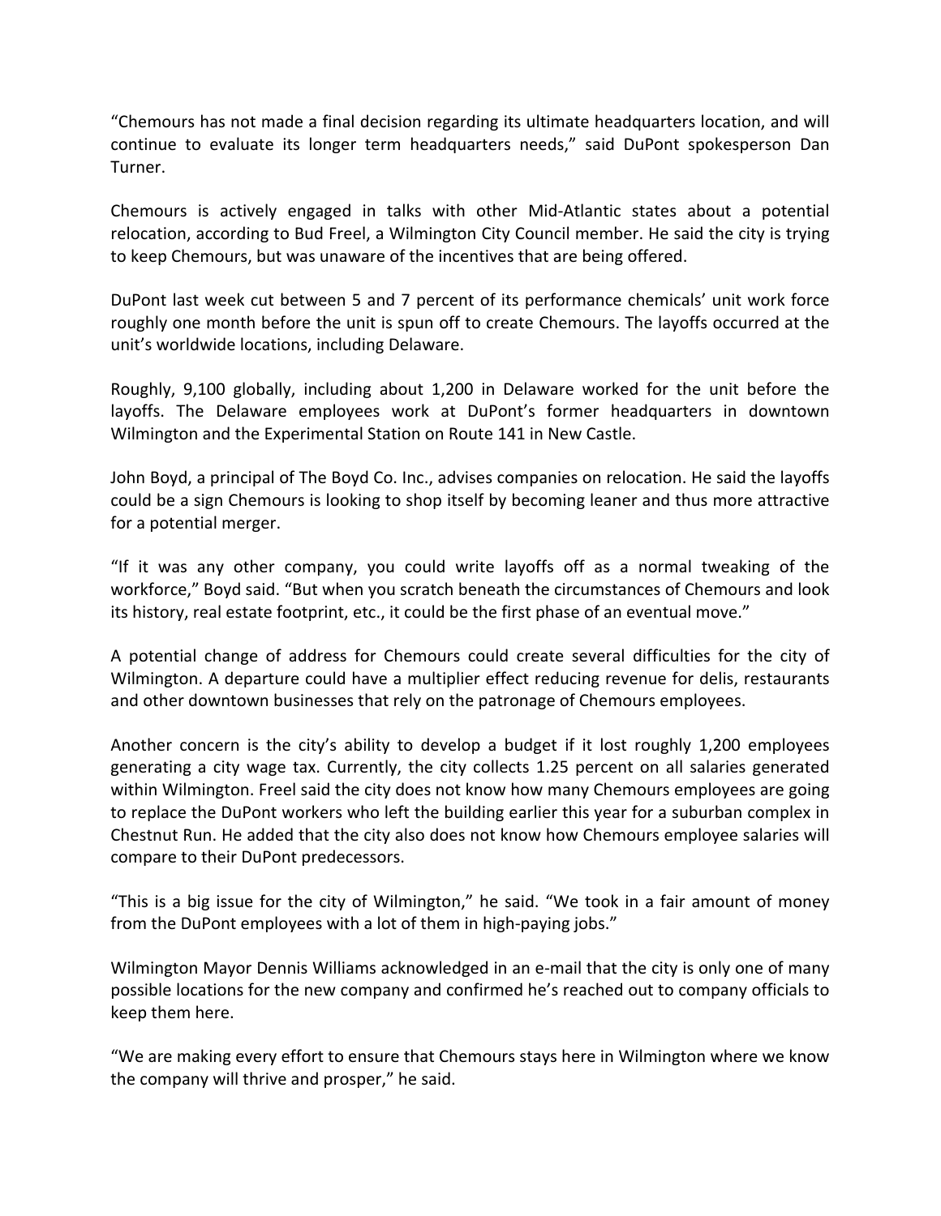"Chemours has not made a final decision regarding its ultimate headquarters location, and will continue to evaluate its longer term headquarters needs," said DuPont spokesperson Dan Turner.

Chemours is actively engaged in talks with other Mid-Atlantic states about a potential relocation, according to Bud Freel, a Wilmington City Council member. He said the city is trying to keep Chemours, but was unaware of the incentives that are being offered.

DuPont last week cut between 5 and 7 percent of its performance chemicals' unit work force roughly one month before the unit is spun off to create Chemours. The layoffs occurred at the unit's worldwide locations, including Delaware.

Roughly, 9,100 globally, including about 1,200 in Delaware worked for the unit before the layoffs. The Delaware employees work at DuPont's former headquarters in downtown Wilmington and the Experimental Station on Route 141 in New Castle.

John Boyd, a principal of The Boyd Co. Inc., advises companies on relocation. He said the layoffs could be a sign Chemours is looking to shop itself by becoming leaner and thus more attractive for a potential merger.

"If it was any other company, you could write layoffs off as a normal tweaking of the workforce," Boyd said. "But when you scratch beneath the circumstances of Chemours and look its history, real estate footprint, etc., it could be the first phase of an eventual move."

A potential change of address for Chemours could create several difficulties for the city of Wilmington. A departure could have a multiplier effect reducing revenue for delis, restaurants and other downtown businesses that rely on the patronage of Chemours employees.

Another concern is the city's ability to develop a budget if it lost roughly 1,200 employees generating a city wage tax. Currently, the city collects 1.25 percent on all salaries generated within Wilmington. Freel said the city does not know how many Chemours employees are going to replace the DuPont workers who left the building earlier this year for a suburban complex in Chestnut Run. He added that the city also does not know how Chemours employee salaries will compare to their DuPont predecessors.

"This is a big issue for the city of Wilmington," he said. "We took in a fair amount of money from the DuPont employees with a lot of them in high-paying jobs."

Wilmington Mayor Dennis Williams acknowledged in an e-mail that the city is only one of many possible locations for the new company and confirmed he's reached out to company officials to keep them here.

"We are making every effort to ensure that Chemours stays here in Wilmington where we know the company will thrive and prosper," he said.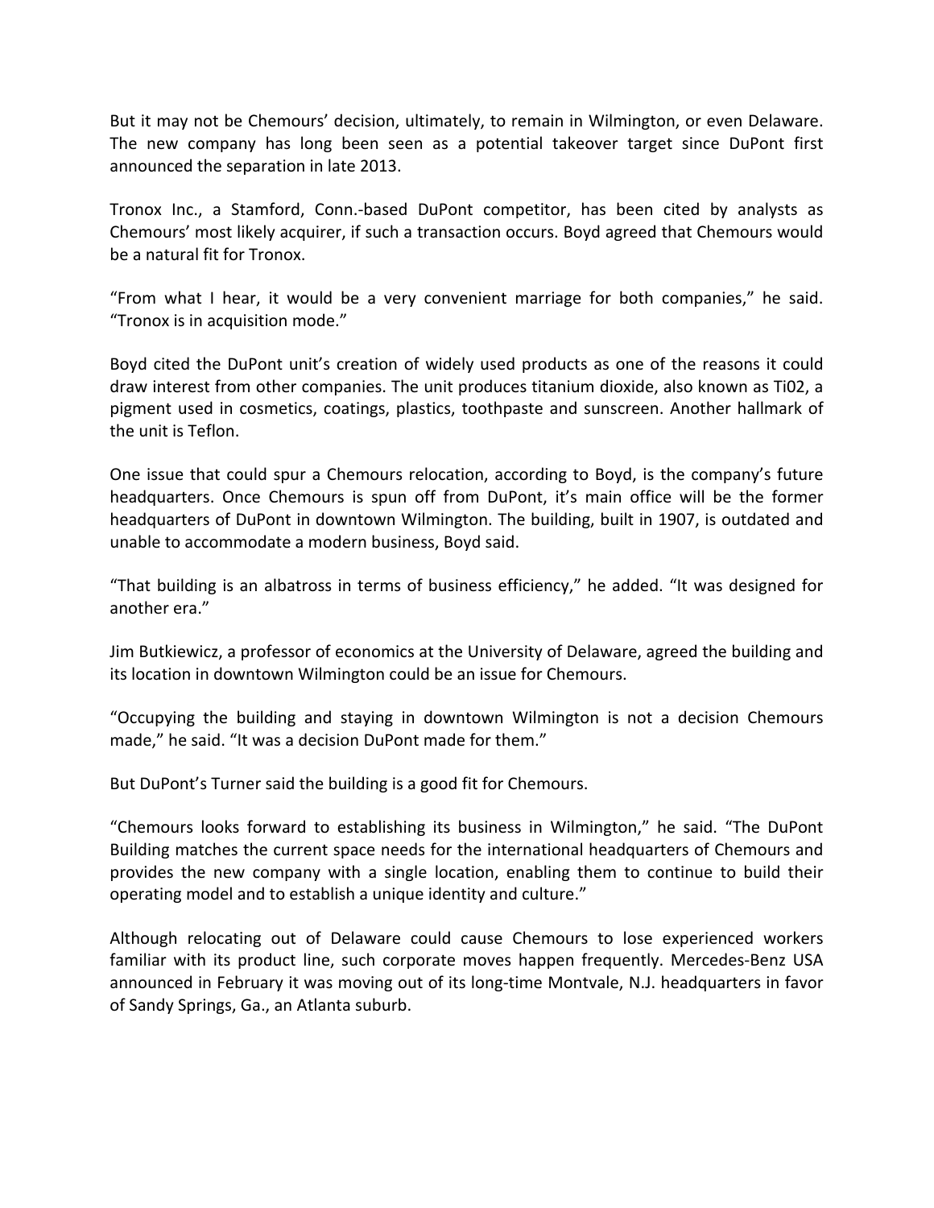But it may not be Chemours' decision, ultimately, to remain in Wilmington, or even Delaware. The new company has long been seen as a potential takeover target since DuPont first announced the separation in late 2013.

Tronox Inc., a Stamford, Conn.-based DuPont competitor, has been cited by analysts as Chemours' most likely acquirer, if such a transaction occurs. Boyd agreed that Chemours would be a natural fit for Tronox.

"From what I hear, it would be a very convenient marriage for both companies," he said. "Tronox is in acquisition mode."

Boyd cited the DuPont unit's creation of widely used products as one of the reasons it could draw interest from other companies. The unit produces titanium dioxide, also known as Ti02, a pigment used in cosmetics, coatings, plastics, toothpaste and sunscreen. Another hallmark of the unit is Teflon.

One issue that could spur a Chemours relocation, according to Boyd, is the company's future headquarters. Once Chemours is spun off from DuPont, it's main office will be the former headquarters of DuPont in downtown Wilmington. The building, built in 1907, is outdated and unable to accommodate a modern business, Boyd said.

"That building is an albatross in terms of business efficiency," he added. "It was designed for another era."

Jim Butkiewicz, a professor of economics at the University of Delaware, agreed the building and its location in downtown Wilmington could be an issue for Chemours.

"Occupying the building and staying in downtown Wilmington is not a decision Chemours made," he said. "It was a decision DuPont made for them."

But DuPont's Turner said the building is a good fit for Chemours.

"Chemours looks forward to establishing its business in Wilmington," he said. "The DuPont Building matches the current space needs for the international headquarters of Chemours and provides the new company with a single location, enabling them to continue to build their operating model and to establish a unique identity and culture."

Although relocating out of Delaware could cause Chemours to lose experienced workers familiar with its product line, such corporate moves happen frequently. Mercedes-Benz USA announced in February it was moving out of its long-time Montvale, N.J. headquarters in favor of Sandy Springs, Ga., an Atlanta suburb.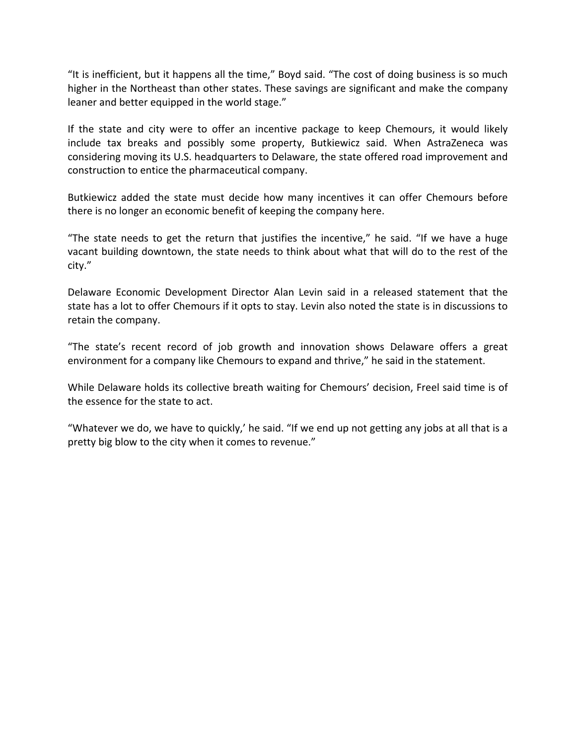“It is inefficient, but it happens all the time,” Boyd said. “The cost of doing business is so much higher in the Northeast than other states. These savings are significant and make the company leaner and better equipped in the world stage.”

If the state and city were to offer an incentive package to keep Chemours, it would likely include tax breaks and possibly some property, Butkiewicz said. When AstraZeneca was considering moving its U.S. headquarters to Delaware, the state offered road improvement and construction to entice the pharmaceutical company.

Butkiewicz added the state must decide how many incentives it can offer Chemours before there is no longer an economic benefit of keeping the company here.

“The state needs to get the return that justifies the incentive,” he said. “If we have a huge vacant building downtown, the state needs to think about what that will do to the rest of the city.”

Delaware Economic Development Director Alan Levin said in a released statement that the state has a lot to offer Chemours if it opts to stay. Levin also noted the state is in discussions to retain the company.

“The state’s recent record of job growth and innovation shows Delaware offers a great environment for a company like Chemours to expand and thrive,” he said in the statement.

While Delaware holds its collective breath waiting for Chemours’ decision, Freel said time is of the essence for the state to act.

“Whatever we do, we have to quickly,’ he said. “If we end up not getting any jobs at all that is a pretty big blow to the city when it comes to revenue.”